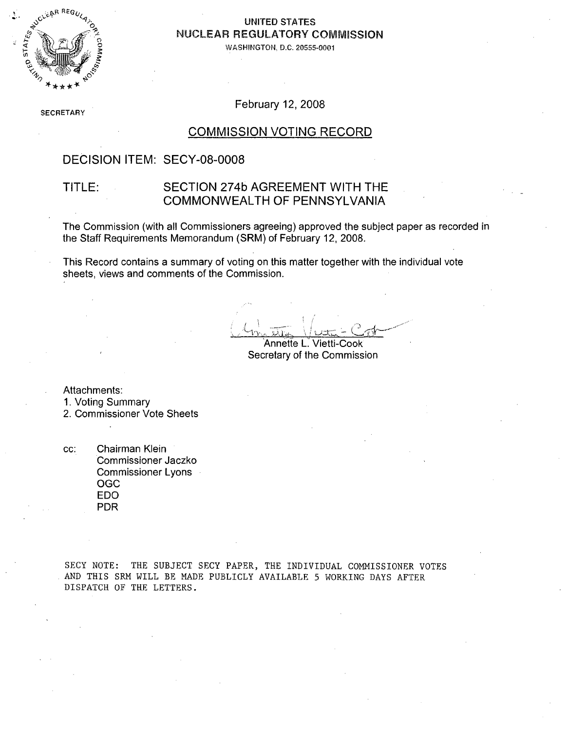UNITED STATES
NUCLEAR REGULATORY COMMISSION
WASHINGTON, D.C. 20555-0001

SECRETARY

February 12, 2008

## COMMISSION VOTING RECORD

DECISION ITEM: SECY-08-0008

TITLE: SECTION 274b AGREEMENT WITH THE COMMONWEALTH OF PENNSYLVANIA

The Commission (with all Commissioners agreeing) approved the subject paper as recorded in the Staff Requirements Memorandum (SRM) of February 12, 2008.

This Record contains a summary of voting on this matter together with the individual vote sheets, views and comments of the Commission.

Annette L. Vietti-Cook
Secretary of the Commission

Attachments:
1. Voting Summary
2. Commissioner Vote Sheets

cc: Chairman Klein
Commissioner Jaczko
Commissioner Lyons
OGC
EDO
PDR

SECY NOTE: THE SUBJECT SECY PAPER, THE INDIVIDUAL COMMISSIONER VOTES AND THIS SRM WILL BE MADE PUBLICLY AVAILABLE 5 WORKING DAYS AFTER DISPATCH OF THE LETTERS.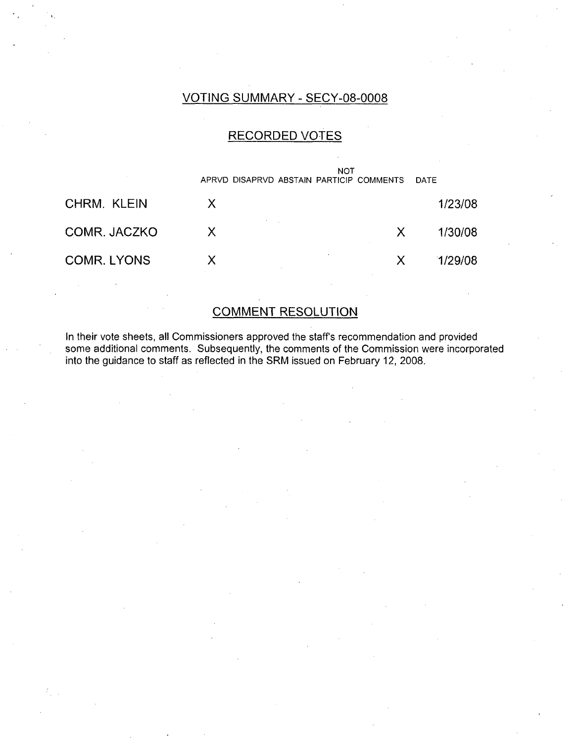## VOTING SUMMARY - SECY-08-0008

## RECORDED VOTES

| | APRVD | DISAPRVD | ABSTAIN | NOT PARTICIP | COMMENTS | DATE |
|---|---|---|---|---|---|---|
| CHRM. KLEIN | X | | | | | 1/23/08 |
| COMR. JACZKO | X | | | | X | 1/30/08 |
| COMR. LYONS | X | | | | X | 1/29/08 |

## COMMENT RESOLUTION

In their vote sheets, all Commissioners approved the staff's recommendation and provided some additional comments. Subsequently, the comments of the Commission were incorporated into the guidance to staff as reflected in the SRM issued on February 12, 2008.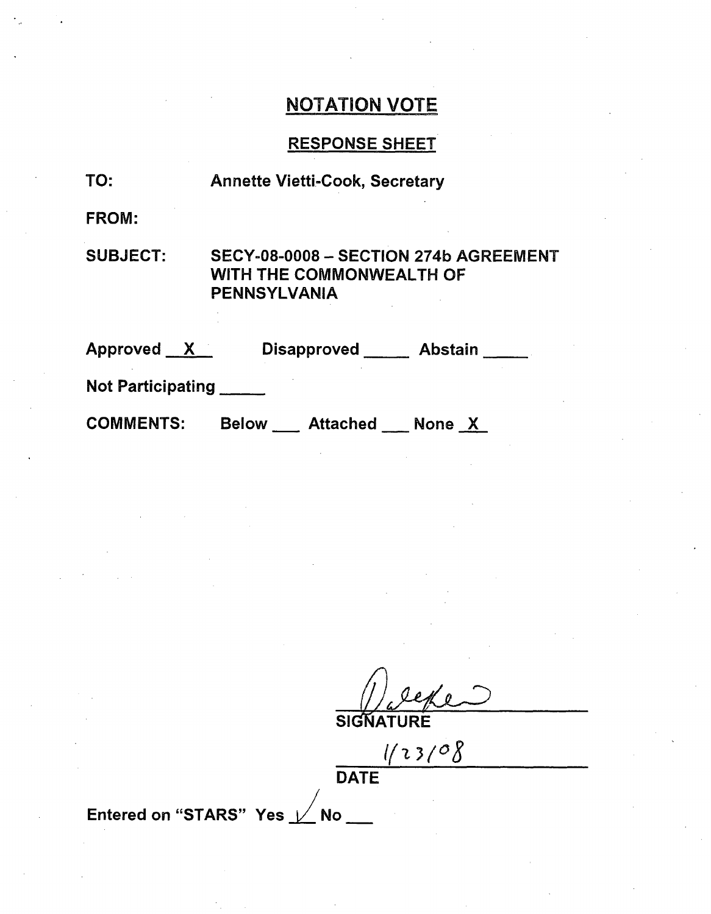## NOTATION VOTE

### RESPONSE SHEET

TO: Annette Vietti-Cook, Secretary

FROM:

SUBJECT: SECY-08-0008 – SECTION 274b AGREEMENT WITH THE COMMONWEALTH OF PENNSYLVANIA

Approved __X__ Disapproved _____ Abstain _____

Not Participating _____

COMMENTS: Below ___ Attached ___ None _X_

Jaczko

SIGNATURE

1/23/08

DATE

Entered on "STARS" Yes ✓ No ___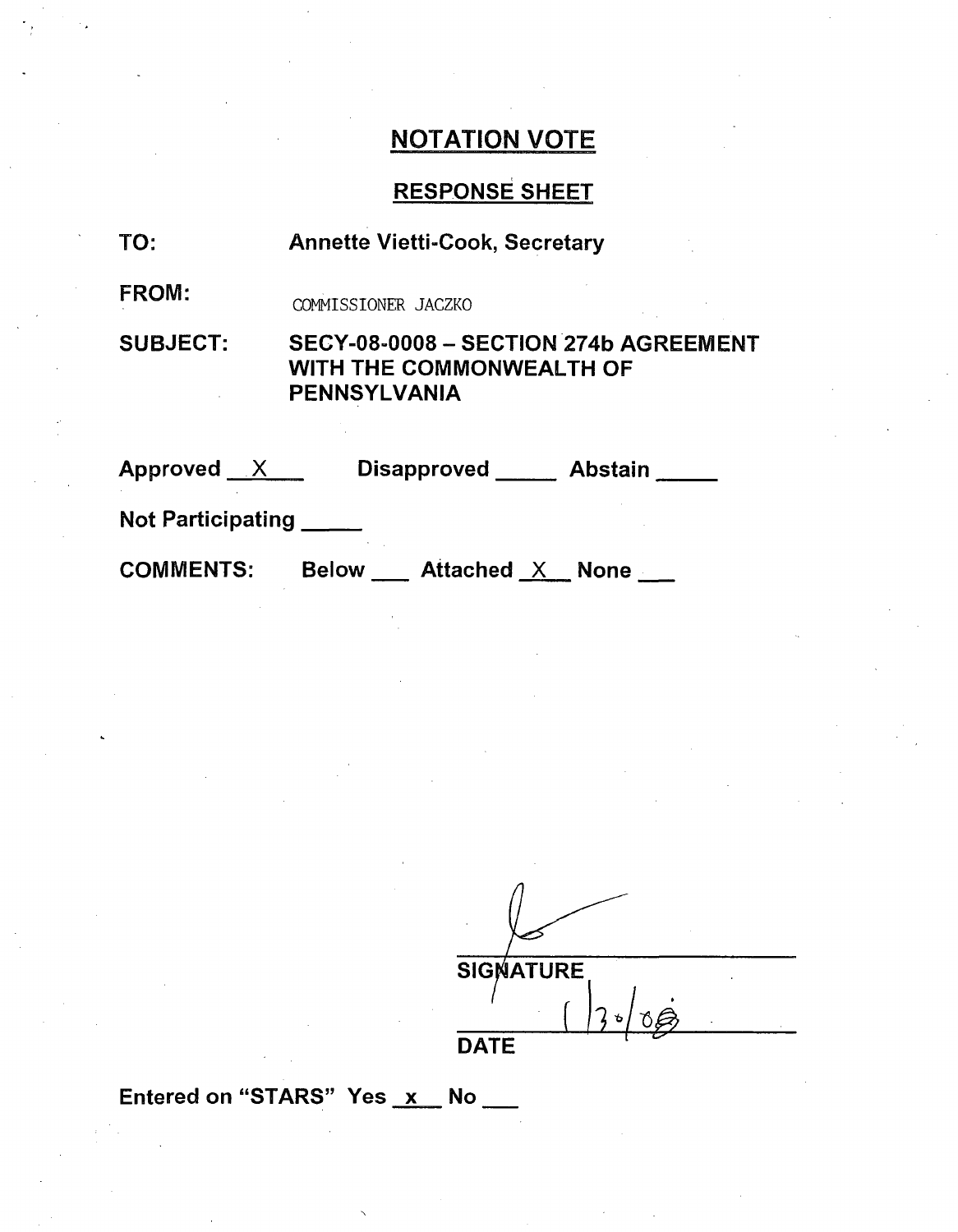# NOTATION VOTE

## RESPONSE SHEET

**TO:** Annette Vietti-Cook, Secretary

**FROM:** COMMISSIONER JACZKO

**SUBJECT:** SECY-08-0008 – SECTION 274b AGREEMENT WITH THE COMMONWEALTH OF PENNSYLVANIA

**Approved** __X__ **Disapproved** _____ **Abstain** _____

**Not Participating** _____

**COMMENTS:** Below ___ Attached _X_ None ___

SIGNATURE

1/30/08

DATE

**Entered on "STARS" Yes** _x_ **No** ___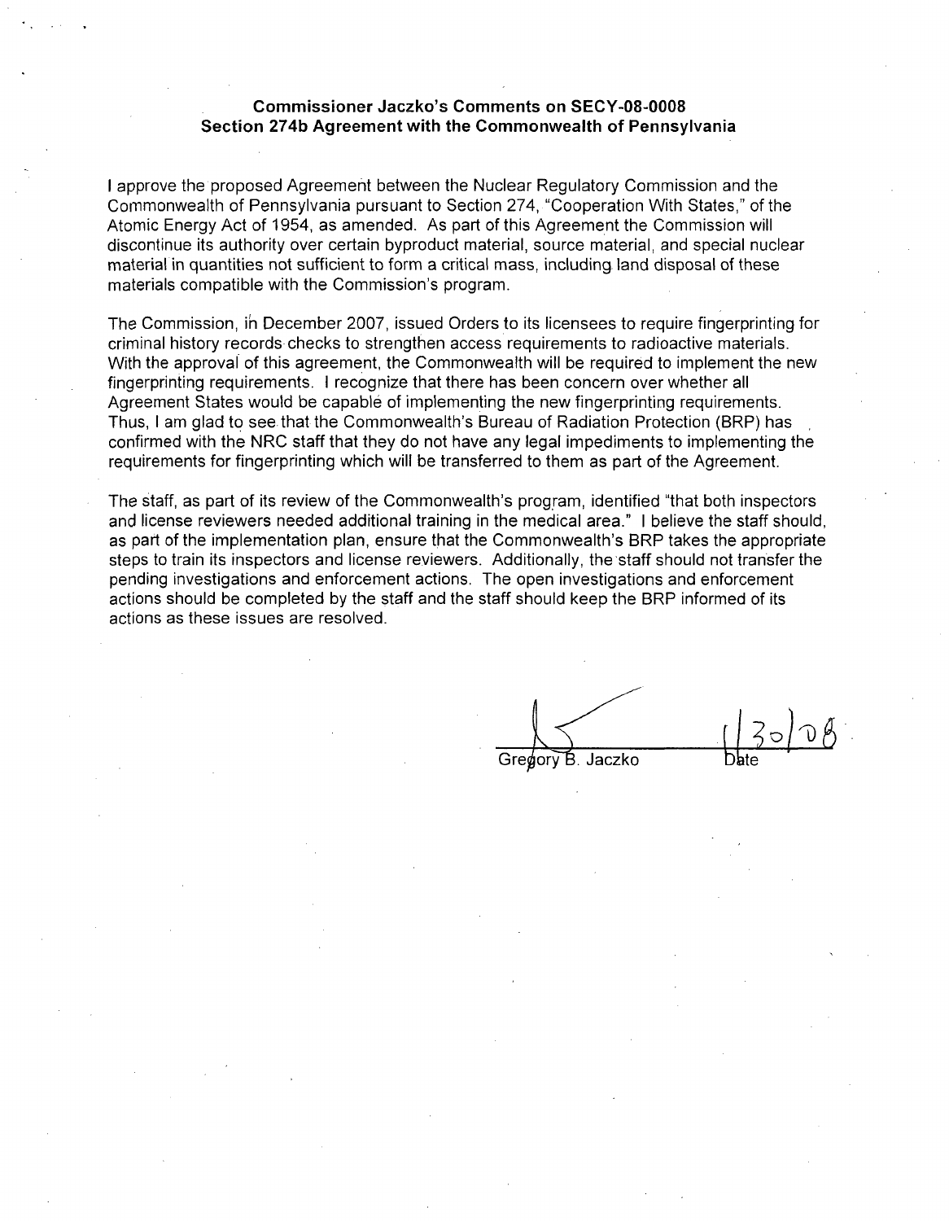**Commissioner Jaczko's Comments on SECY-08-0008**
**Section 274b Agreement with the Commonwealth of Pennsylvania**

I approve the proposed Agreement between the Nuclear Regulatory Commission and the Commonwealth of Pennsylvania pursuant to Section 274, "Cooperation With States," of the Atomic Energy Act of 1954, as amended. As part of this Agreement the Commission will discontinue its authority over certain byproduct material, source material, and special nuclear material in quantities not sufficient to form a critical mass, including land disposal of these materials compatible with the Commission's program.

The Commission, in December 2007, issued Orders to its licensees to require fingerprinting for criminal history records checks to strengthen access requirements to radioactive materials. With the approval of this agreement, the Commonwealth will be required to implement the new fingerprinting requirements. I recognize that there has been concern over whether all Agreement States would be capable of implementing the new fingerprinting requirements. Thus, I am glad to see that the Commonwealth's Bureau of Radiation Protection (BRP) has confirmed with the NRC staff that they do not have any legal impediments to implementing the requirements for fingerprinting which will be transferred to them as part of the Agreement.

The staff, as part of its review of the Commonwealth's program, identified "that both inspectors and license reviewers needed additional training in the medical area." I believe the staff should, as part of the implementation plan, ensure that the Commonwealth's BRP takes the appropriate steps to train its inspectors and license reviewers. Additionally, the staff should not transfer the pending investigations and enforcement actions. The open investigations and enforcement actions should be completed by the staff and the staff should keep the BRP informed of its actions as these issues are resolved.

Gregory B. Jaczko                    1/30/08
Date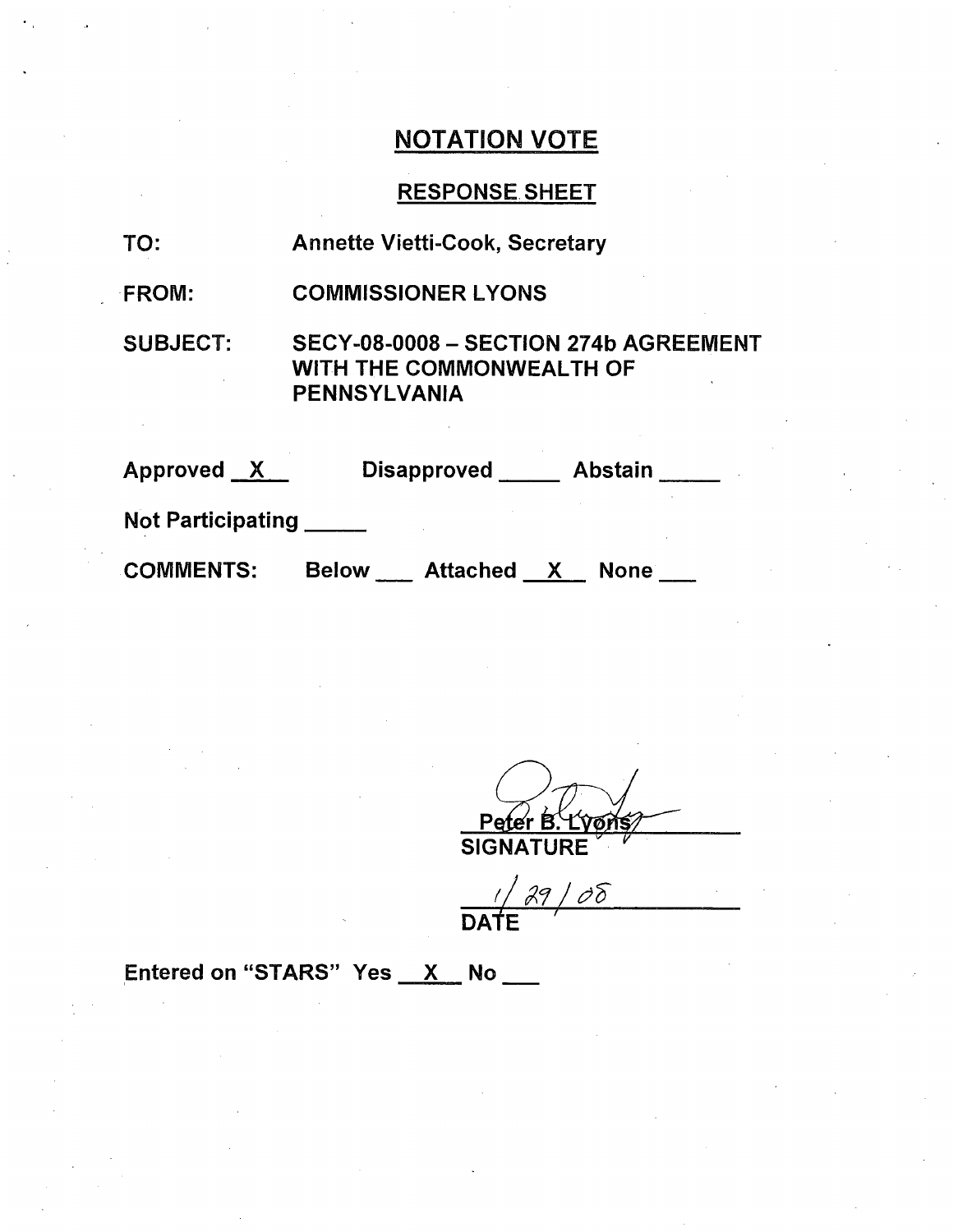# NOTATION VOTE

## RESPONSE SHEET

TO: Annette Vietti-Cook, Secretary

FROM: COMMISSIONER LYONS

SUBJECT: SECY-08-0008 – SECTION 274b AGREEMENT WITH THE COMMONWEALTH OF PENNSYLVANIA

Approved __X__ Disapproved _____ Abstain _____

Not Participating _____

COMMENTS: Below ___ Attached __X__ None ___

Peter B. Lyons
SIGNATURE

1/29/08
DATE

Entered on "STARS" Yes __X__ No ___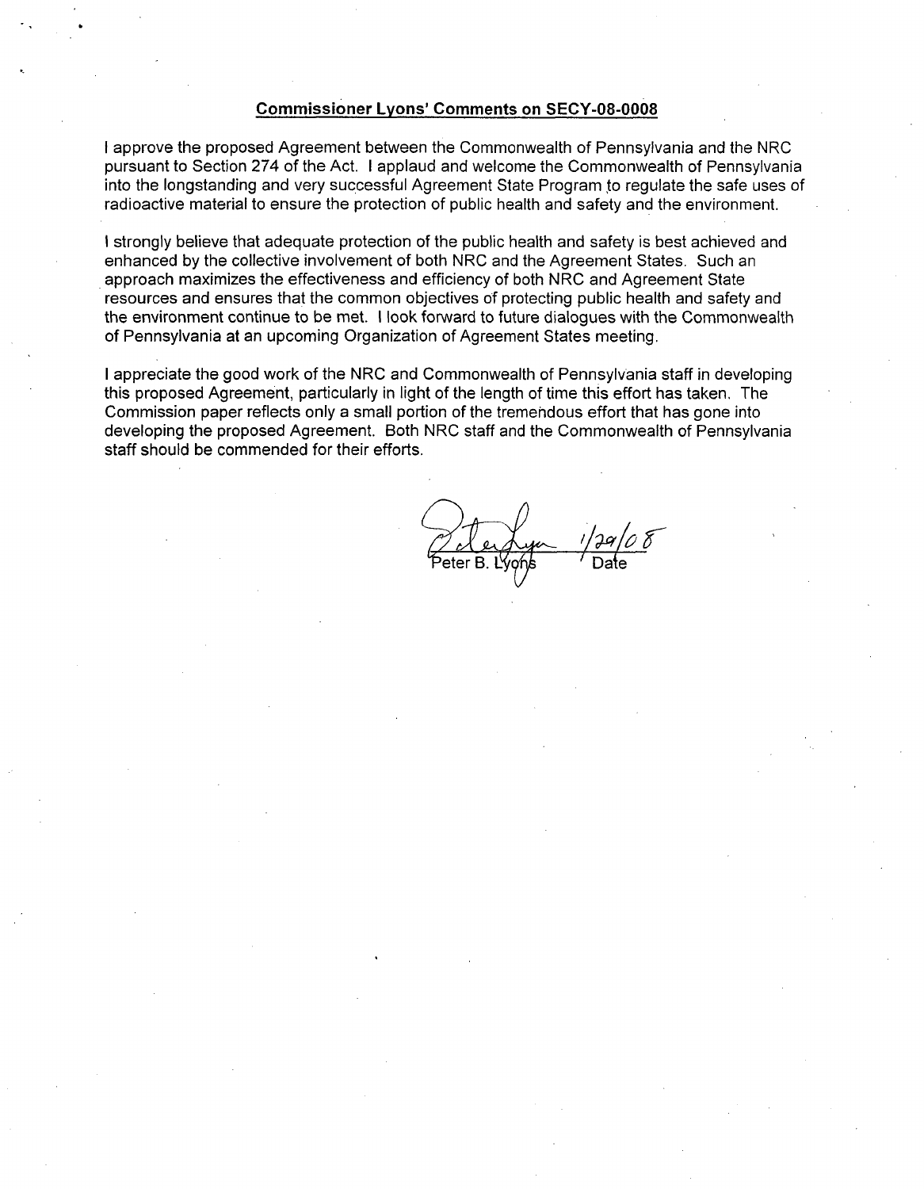## Commissioner Lyons' Comments on SECY-08-0008

I approve the proposed Agreement between the Commonwealth of Pennsylvania and the NRC pursuant to Section 274 of the Act. I applaud and welcome the Commonwealth of Pennsylvania into the longstanding and very successful Agreement State Program to regulate the safe uses of radioactive material to ensure the protection of public health and safety and the environment.

I strongly believe that adequate protection of the public health and safety is best achieved and enhanced by the collective involvement of both NRC and the Agreement States. Such an approach maximizes the effectiveness and efficiency of both NRC and Agreement State resources and ensures that the common objectives of protecting public health and safety and the environment continue to be met. I look forward to future dialogues with the Commonwealth of Pennsylvania at an upcoming Organization of Agreement States meeting.

I appreciate the good work of the NRC and Commonwealth of Pennsylvania staff in developing this proposed Agreement, particularly in light of the length of time this effort has taken. The Commission paper reflects only a small portion of the tremendous effort that has gone into developing the proposed Agreement. Both NRC staff and the Commonwealth of Pennsylvania staff should be commended for their efforts.

Peter B. Lyons 1/29/08

Date